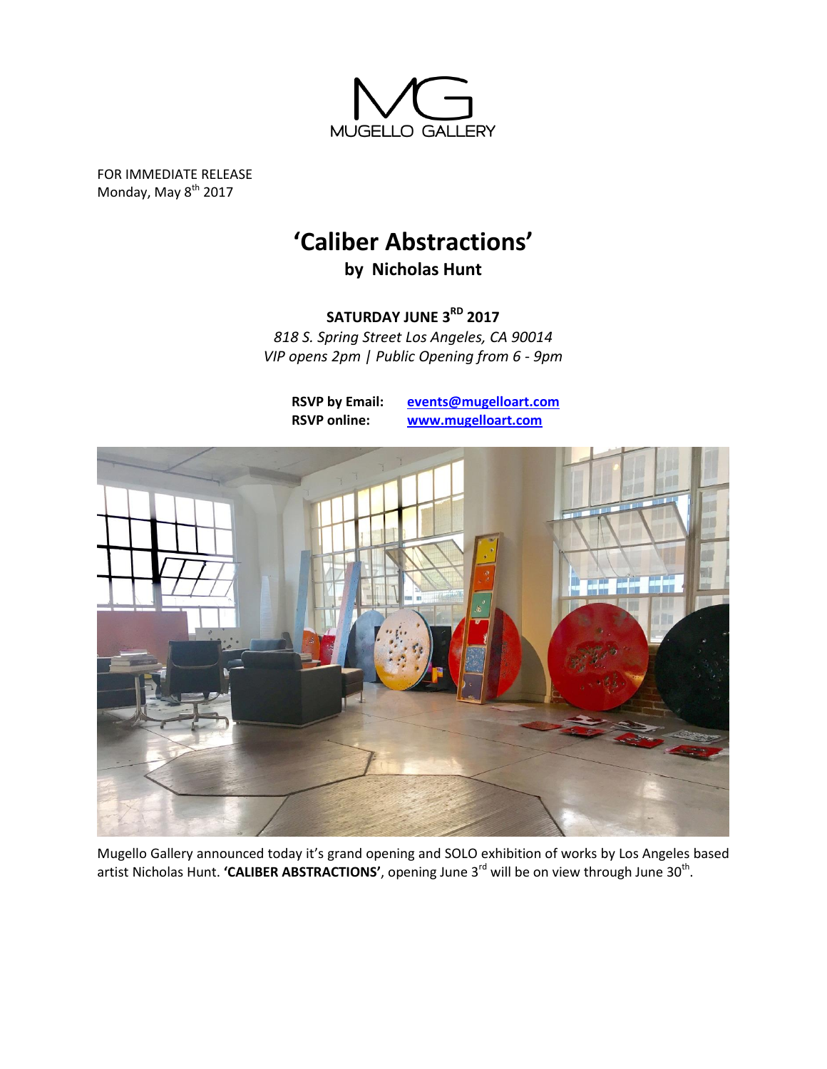MUGELLO GALLERY

FOR IMMEDIATE RELEASE
Monday, May 8th 2017

# 'Caliber Abstractions'

## by Nicholas Hunt

**SATURDAY JUNE 3RD 2017**

*818 S. Spring Street Los Angeles, CA 90014*
*VIP opens 2pm | Public Opening from 6 - 9pm*

**RSVP by Email:** events@mugelloart.com
**RSVP online:** www.mugelloart.com

Mugello Gallery announced today it's grand opening and SOLO exhibition of works by Los Angeles based artist Nicholas Hunt. **'CALIBER ABSTRACTIONS'**, opening June 3rd will be on view through June 30th.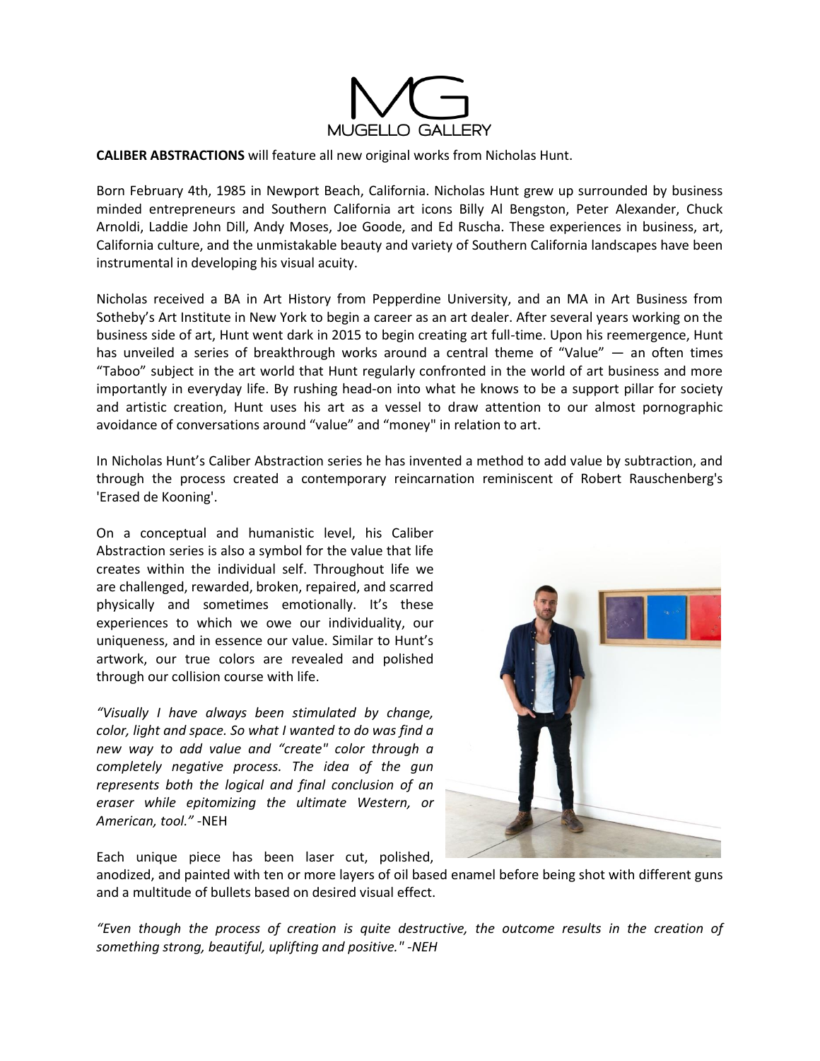**CALIBER ABSTRACTIONS** will feature all new original works from Nicholas Hunt.

Born February 4th, 1985 in Newport Beach, California. Nicholas Hunt grew up surrounded by business minded entrepreneurs and Southern California art icons Billy Al Bengston, Peter Alexander, Chuck Arnoldi, Laddie John Dill, Andy Moses, Joe Goode, and Ed Ruscha. These experiences in business, art, California culture, and the unmistakable beauty and variety of Southern California landscapes have been instrumental in developing his visual acuity.

Nicholas received a BA in Art History from Pepperdine University, and an MA in Art Business from Sotheby's Art Institute in New York to begin a career as an art dealer. After several years working on the business side of art, Hunt went dark in 2015 to begin creating art full-time. Upon his reemergence, Hunt has unveiled a series of breakthrough works around a central theme of "Value" — an often times "Taboo" subject in the art world that Hunt regularly confronted in the world of art business and more importantly in everyday life. By rushing head-on into what he knows to be a support pillar for society and artistic creation, Hunt uses his art as a vessel to draw attention to our almost pornographic avoidance of conversations around "value" and "money" in relation to art.

In Nicholas Hunt's Caliber Abstraction series he has invented a method to add value by subtraction, and through the process created a contemporary reincarnation reminiscent of Robert Rauschenberg's 'Erased de Kooning'.

On a conceptual and humanistic level, his Caliber Abstraction series is also a symbol for the value that life creates within the individual self. Throughout life we are challenged, rewarded, broken, repaired, and scarred physically and sometimes emotionally. It's these experiences to which we owe our individuality, our uniqueness, and in essence our value. Similar to Hunt's artwork, our true colors are revealed and polished through our collision course with life.

*"Visually I have always been stimulated by change, color, light and space. So what I wanted to do was find a new way to add value and "create" color through a completely negative process. The idea of the gun represents both the logical and final conclusion of an eraser while epitomizing the ultimate Western, or American, tool."* -NEH

Each unique piece has been laser cut, polished, anodized, and painted with ten or more layers of oil based enamel before being shot with different guns and a multitude of bullets based on desired visual effect.

*"Even though the process of creation is quite destructive, the outcome results in the creation of something strong, beautiful, uplifting and positive." -NEH*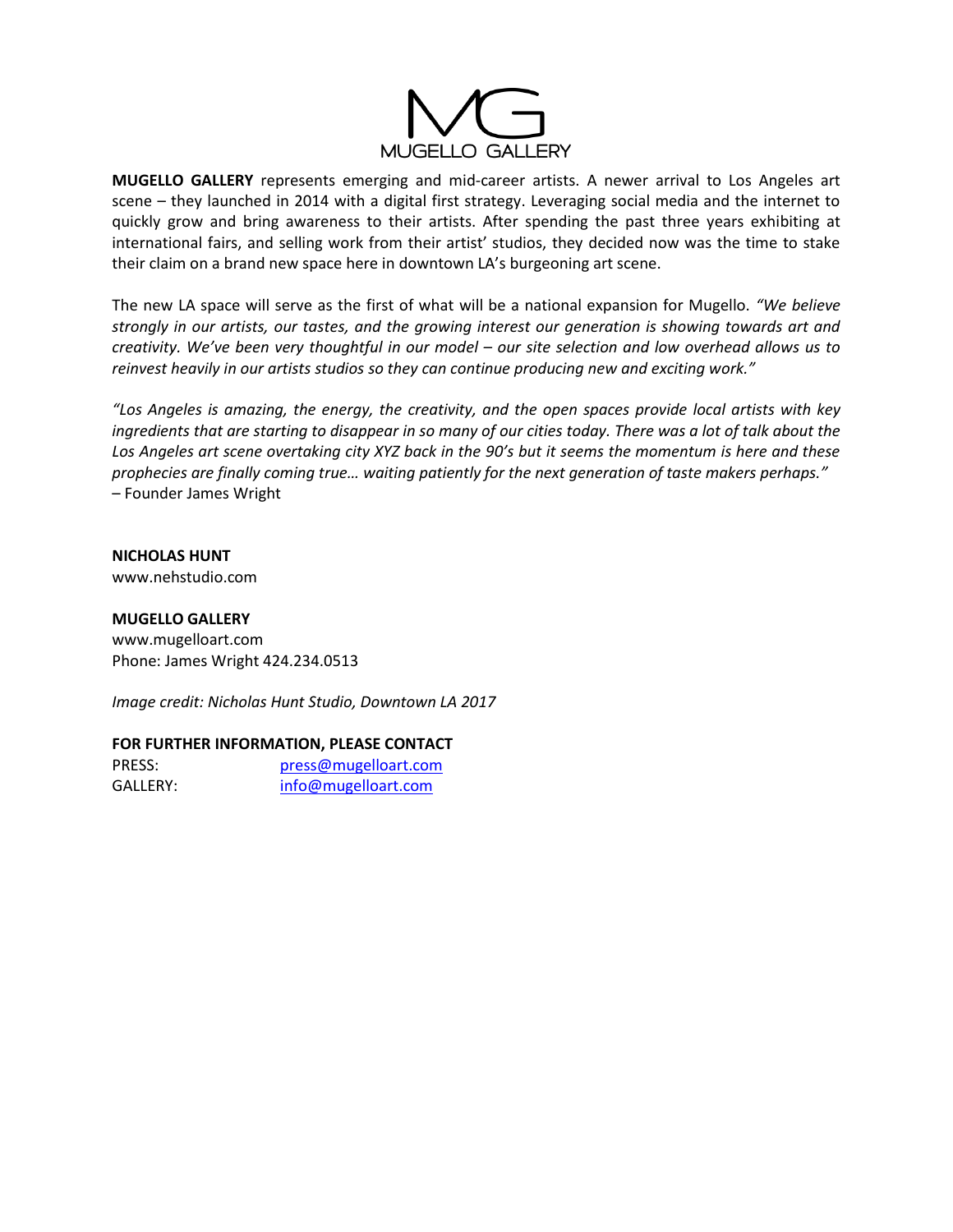MUGELLO GALLERY

**MUGELLO GALLERY** represents emerging and mid-career artists. A newer arrival to Los Angeles art scene – they launched in 2014 with a digital first strategy. Leveraging social media and the internet to quickly grow and bring awareness to their artists. After spending the past three years exhibiting at international fairs, and selling work from their artist' studios, they decided now was the time to stake their claim on a brand new space here in downtown LA's burgeoning art scene.

The new LA space will serve as the first of what will be a national expansion for Mugello. *"We believe strongly in our artists, our tastes, and the growing interest our generation is showing towards art and creativity. We've been very thoughtful in our model – our site selection and low overhead allows us to reinvest heavily in our artists studios so they can continue producing new and exciting work."*

*"Los Angeles is amazing, the energy, the creativity, and the open spaces provide local artists with key ingredients that are starting to disappear in so many of our cities today. There was a lot of talk about the Los Angeles art scene overtaking city XYZ back in the 90's but it seems the momentum is here and these prophecies are finally coming true… waiting patiently for the next generation of taste makers perhaps."*
– Founder James Wright

**NICHOLAS HUNT**
www.nehstudio.com

**MUGELLO GALLERY**
www.mugelloart.com
Phone: James Wright 424.234.0513

*Image credit: Nicholas Hunt Studio, Downtown LA 2017*

**FOR FURTHER INFORMATION, PLEASE CONTACT**

PRESS: press@mugelloart.com
GALLERY: info@mugelloart.com